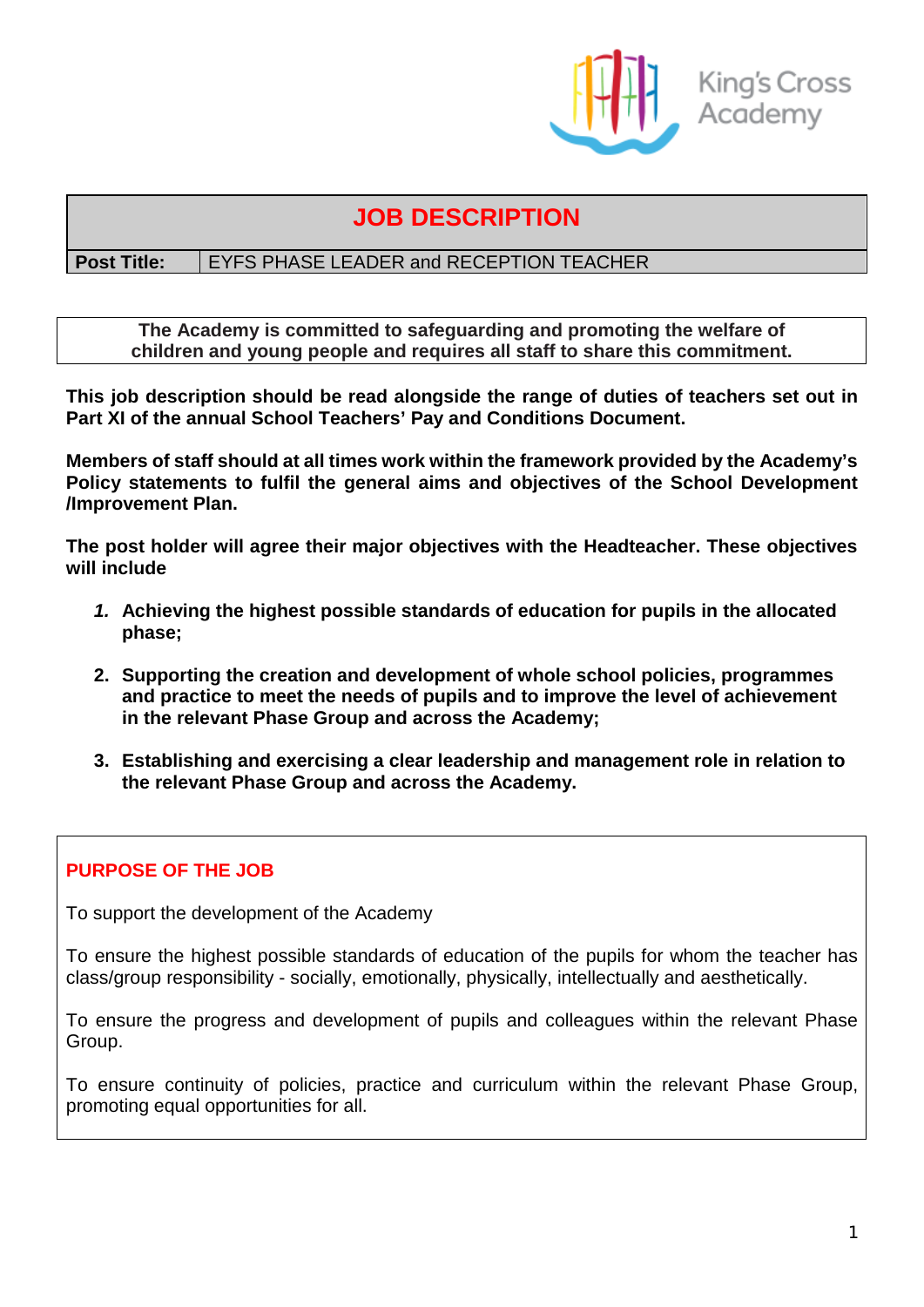King's Cross Academy

# JOB DESCRIPTION

| **Post Title:** | EYFS PHASE LEADER and RECEPTION TEACHER |
|---|---|

**The Academy is committed to safeguarding and promoting the welfare of children and young people and requires all staff to share this commitment.**

**This job description should be read alongside the range of duties of teachers set out in Part XI of the annual School Teachers' Pay and Conditions Document.**

**Members of staff should at all times work within the framework provided by the Academy's Policy statements to fulfil the general aims and objectives of the School Development /Improvement Plan.**

**The post holder will agree their major objectives with the Headteacher. These objectives will include**

1. **Achieving the highest possible standards of education for pupils in the allocated phase;**
2. **Supporting the creation and development of whole school policies, programmes and practice to meet the needs of pupils and to improve the level of achievement in the relevant Phase Group and across the Academy;**
3. **Establishing and exercising a clear leadership and management role in relation to the relevant Phase Group and across the Academy.**

## PURPOSE OF THE JOB

To support the development of the Academy

To ensure the highest possible standards of education of the pupils for whom the teacher has class/group responsibility - socially, emotionally, physically, intellectually and aesthetically.

To ensure the progress and development of pupils and colleagues within the relevant Phase Group.

To ensure continuity of policies, practice and curriculum within the relevant Phase Group, promoting equal opportunities for all.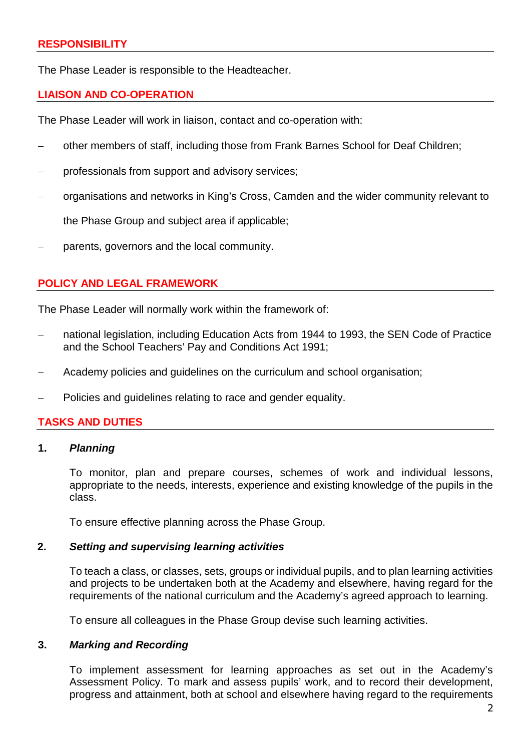## RESPONSIBILITY

The Phase Leader is responsible to the Headteacher.

## LIAISON AND CO-OPERATION

The Phase Leader will work in liaison, contact and co-operation with:

- other members of staff, including those from Frank Barnes School for Deaf Children;
- professionals from support and advisory services;
- organisations and networks in King's Cross, Camden and the wider community relevant to the Phase Group and subject area if applicable;
- parents, governors and the local community.

## POLICY AND LEGAL FRAMEWORK

The Phase Leader will normally work within the framework of:

- national legislation, including Education Acts from 1944 to 1993, the SEN Code of Practice and the School Teachers' Pay and Conditions Act 1991;
- Academy policies and guidelines on the curriculum and school organisation;
- Policies and guidelines relating to race and gender equality.

## TASKS AND DUTIES

**1. *Planning***

To monitor, plan and prepare courses, schemes of work and individual lessons, appropriate to the needs, interests, experience and existing knowledge of the pupils in the class.

To ensure effective planning across the Phase Group.

**2. *Setting and supervising learning activities***

To teach a class, or classes, sets, groups or individual pupils, and to plan learning activities and projects to be undertaken both at the Academy and elsewhere, having regard for the requirements of the national curriculum and the Academy's agreed approach to learning.

To ensure all colleagues in the Phase Group devise such learning activities.

**3. *Marking and Recording***

To implement assessment for learning approaches as set out in the Academy's Assessment Policy. To mark and assess pupils' work, and to record their development, progress and attainment, both at school and elsewhere having regard to the requirements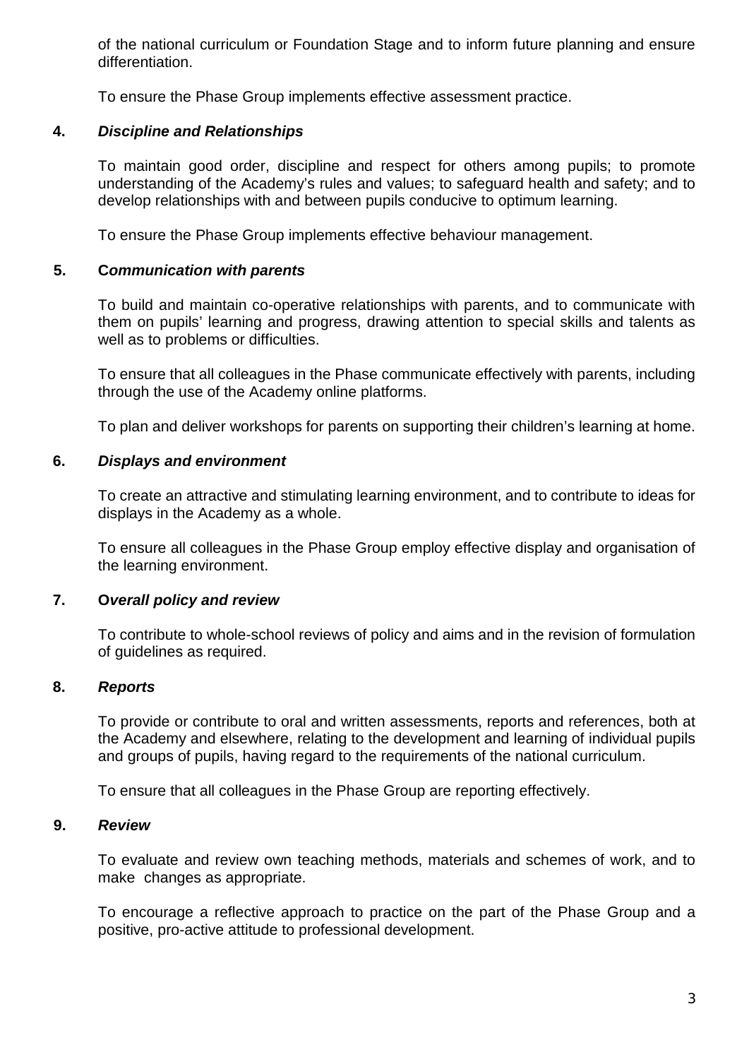of the national curriculum or Foundation Stage and to inform future planning and ensure differentiation.

To ensure the Phase Group implements effective assessment practice.

**4. *Discipline and Relationships***

To maintain good order, discipline and respect for others among pupils; to promote understanding of the Academy's rules and values; to safeguard health and safety; and to develop relationships with and between pupils conducive to optimum learning.

To ensure the Phase Group implements effective behaviour management.

**5. C*ommunication with parents***

To build and maintain co-operative relationships with parents, and to communicate with them on pupils' learning and progress, drawing attention to special skills and talents as well as to problems or difficulties.

To ensure that all colleagues in the Phase communicate effectively with parents, including through the use of the Academy online platforms.

To plan and deliver workshops for parents on supporting their children's learning at home.

**6. *Displays and environment***

To create an attractive and stimulating learning environment, and to contribute to ideas for displays in the Academy as a whole.

To ensure all colleagues in the Phase Group employ effective display and organisation of the learning environment.

**7. O*verall policy and review***

To contribute to whole-school reviews of policy and aims and in the revision of formulation of guidelines as required.

**8. *Reports***

To provide or contribute to oral and written assessments, reports and references, both at the Academy and elsewhere, relating to the development and learning of individual pupils and groups of pupils, having regard to the requirements of the national curriculum.

To ensure that all colleagues in the Phase Group are reporting effectively.

**9. *Review***

To evaluate and review own teaching methods, materials and schemes of work, and to make changes as appropriate.

To encourage a reflective approach to practice on the part of the Phase Group and a positive, pro-active attitude to professional development.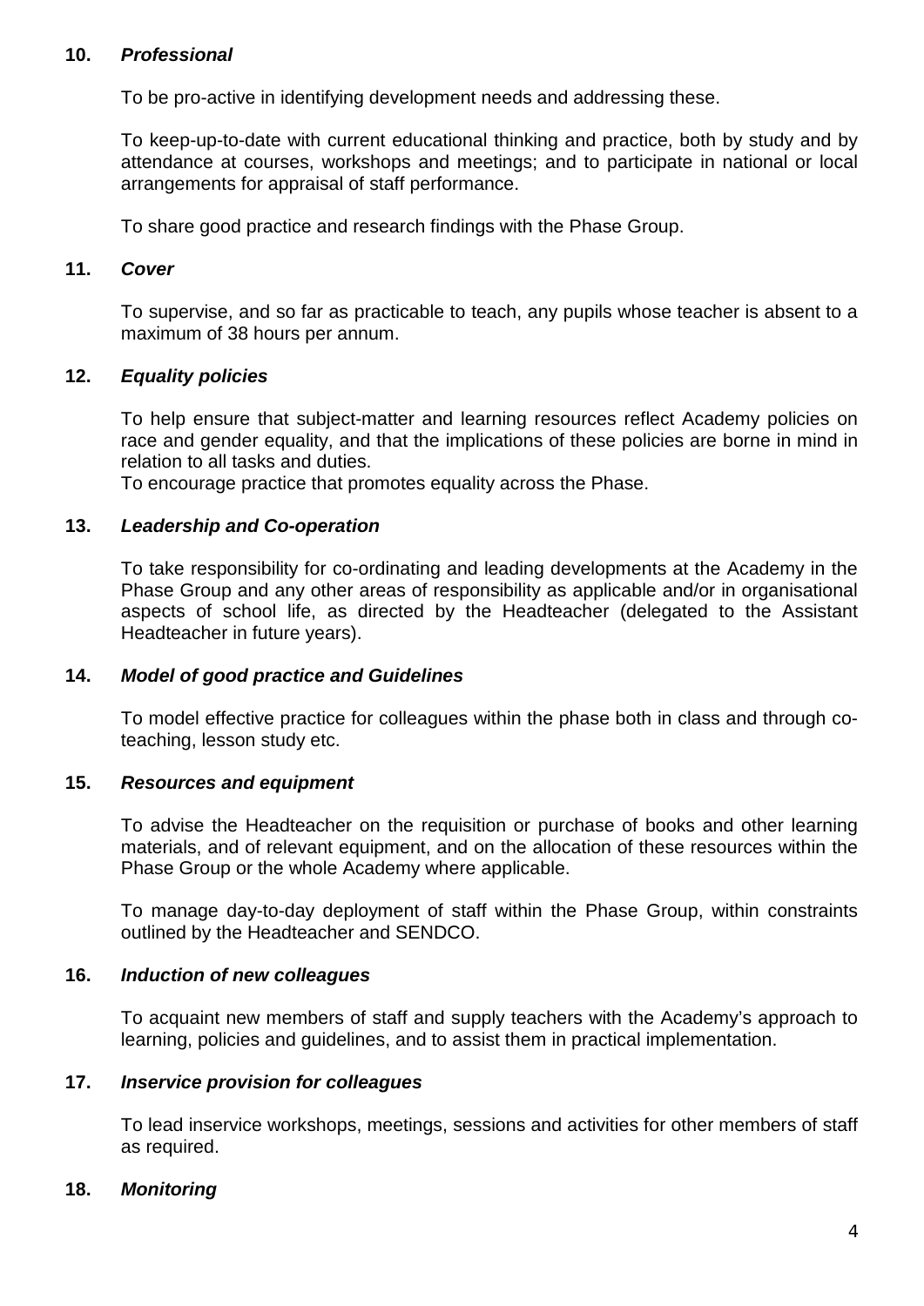**10.** ***Professional***

To be pro-active in identifying development needs and addressing these.

To keep-up-to-date with current educational thinking and practice, both by study and by attendance at courses, workshops and meetings; and to participate in national or local arrangements for appraisal of staff performance.

To share good practice and research findings with the Phase Group.

**11.** ***Cover***

To supervise, and so far as practicable to teach, any pupils whose teacher is absent to a maximum of 38 hours per annum.

**12.** ***Equality policies***

To help ensure that subject-matter and learning resources reflect Academy policies on race and gender equality, and that the implications of these policies are borne in mind in relation to all tasks and duties.
To encourage practice that promotes equality across the Phase.

**13.** ***Leadership and Co-operation***

To take responsibility for co-ordinating and leading developments at the Academy in the Phase Group and any other areas of responsibility as applicable and/or in organisational aspects of school life, as directed by the Headteacher (delegated to the Assistant Headteacher in future years).

**14.** ***Model of good practice and Guidelines***

To model effective practice for colleagues within the phase both in class and through co-teaching, lesson study etc.

**15.** ***Resources and equipment***

To advise the Headteacher on the requisition or purchase of books and other learning materials, and of relevant equipment, and on the allocation of these resources within the Phase Group or the whole Academy where applicable.

To manage day-to-day deployment of staff within the Phase Group, within constraints outlined by the Headteacher and SENDCO.

**16.** ***Induction of new colleagues***

To acquaint new members of staff and supply teachers with the Academy's approach to learning, policies and guidelines, and to assist them in practical implementation.

**17.** ***Inservice provision for colleagues***

To lead inservice workshops, meetings, sessions and activities for other members of staff as required.

**18.** ***Monitoring***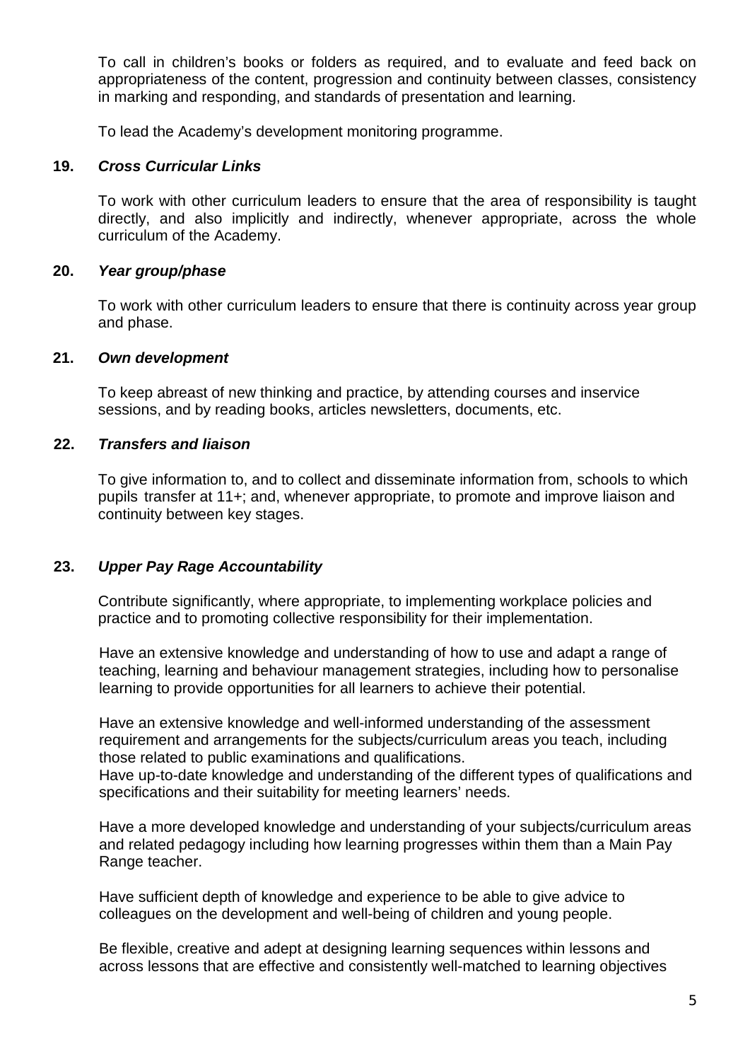To call in children's books or folders as required, and to evaluate and feed back on appropriateness of the content, progression and continuity between classes, consistency in marking and responding, and standards of presentation and learning.

To lead the Academy's development monitoring programme.

**19. *Cross Curricular Links***

To work with other curriculum leaders to ensure that the area of responsibility is taught directly, and also implicitly and indirectly, whenever appropriate, across the whole curriculum of the Academy.

**20. *Year group/phase***

To work with other curriculum leaders to ensure that there is continuity across year group and phase.

**21. *Own development***

To keep abreast of new thinking and practice, by attending courses and inservice sessions, and by reading books, articles newsletters, documents, etc.

**22. *Transfers and liaison***

To give information to, and to collect and disseminate information from, schools to which pupils transfer at 11+; and, whenever appropriate, to promote and improve liaison and continuity between key stages.

**23. *Upper Pay Rage Accountability***

Contribute significantly, where appropriate, to implementing workplace policies and practice and to promoting collective responsibility for their implementation.

Have an extensive knowledge and understanding of how to use and adapt a range of teaching, learning and behaviour management strategies, including how to personalise learning to provide opportunities for all learners to achieve their potential.

Have an extensive knowledge and well-informed understanding of the assessment requirement and arrangements for the subjects/curriculum areas you teach, including those related to public examinations and qualifications.
Have up-to-date knowledge and understanding of the different types of qualifications and specifications and their suitability for meeting learners' needs.

Have a more developed knowledge and understanding of your subjects/curriculum areas and related pedagogy including how learning progresses within them than a Main Pay Range teacher.

Have sufficient depth of knowledge and experience to be able to give advice to colleagues on the development and well-being of children and young people.

Be flexible, creative and adept at designing learning sequences within lessons and across lessons that are effective and consistently well-matched to learning objectives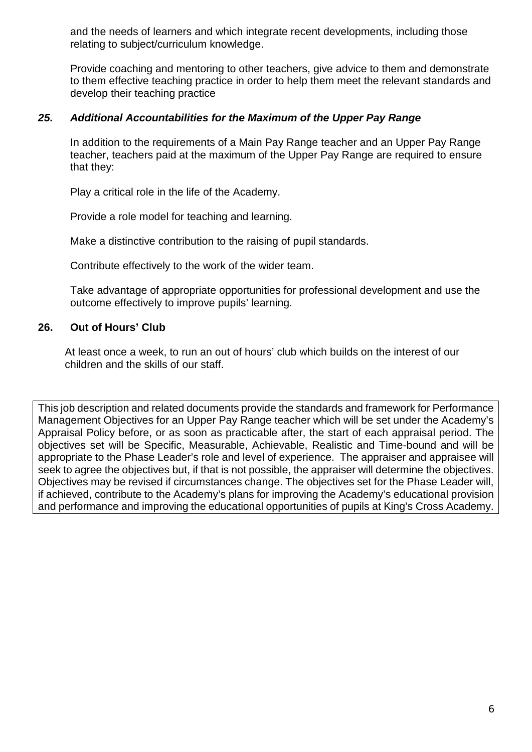and the needs of learners and which integrate recent developments, including those relating to subject/curriculum knowledge.

Provide coaching and mentoring to other teachers, give advice to them and demonstrate to them effective teaching practice in order to help them meet the relevant standards and develop their teaching practice

### *25. Additional Accountabilities for the Maximum of the Upper Pay Range*

In addition to the requirements of a Main Pay Range teacher and an Upper Pay Range teacher, teachers paid at the maximum of the Upper Pay Range are required to ensure that they:

Play a critical role in the life of the Academy.

Provide a role model for teaching and learning.

Make a distinctive contribution to the raising of pupil standards.

Contribute effectively to the work of the wider team.

Take advantage of appropriate opportunities for professional development and use the outcome effectively to improve pupils' learning.

### 26. Out of Hours' Club

At least once a week, to run an out of hours' club which builds on the interest of our children and the skills of our staff.

This job description and related documents provide the standards and framework for Performance Management Objectives for an Upper Pay Range teacher which will be set under the Academy's Appraisal Policy before, or as soon as practicable after, the start of each appraisal period. The objectives set will be Specific, Measurable, Achievable, Realistic and Time-bound and will be appropriate to the Phase Leader's role and level of experience. The appraiser and appraisee will seek to agree the objectives but, if that is not possible, the appraiser will determine the objectives. Objectives may be revised if circumstances change. The objectives set for the Phase Leader will, if achieved, contribute to the Academy's plans for improving the Academy's educational provision and performance and improving the educational opportunities of pupils at King's Cross Academy.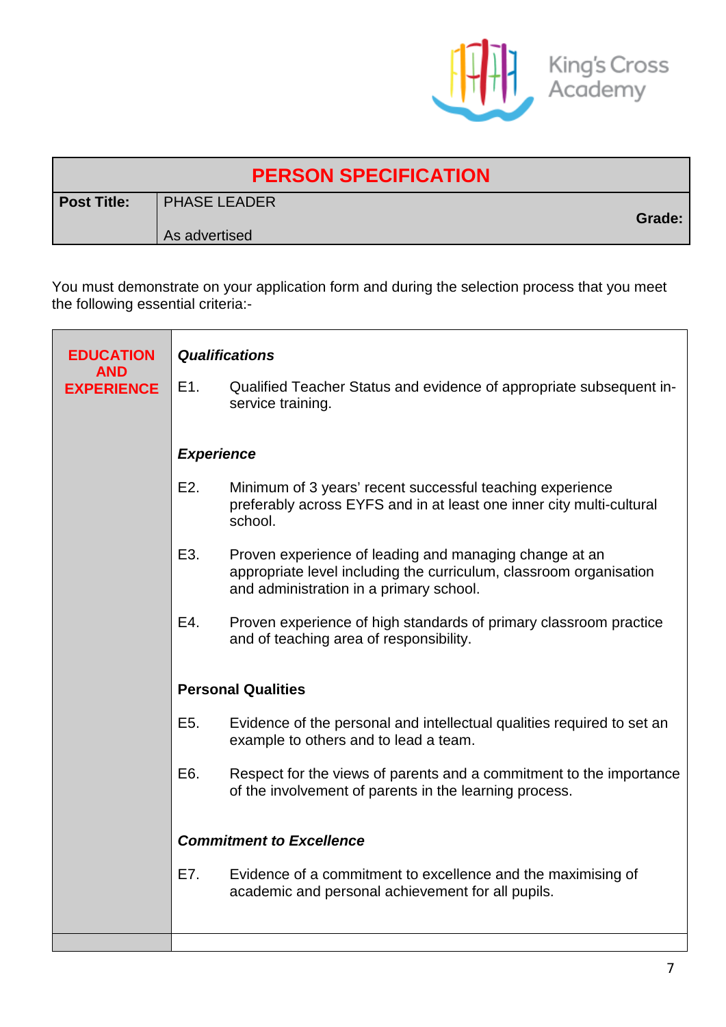King's Cross Academy

| PERSON SPECIFICATION | | |
|---|---|---|
| **Post Title:** | PHASE LEADER<br><br>As advertised | **Grade:** |

You must demonstrate on your application form and during the selection process that you meet the following essential criteria:-

| | |
|---|---|
| **EDUCATION AND EXPERIENCE** | ***Qualifications***<br><br>E1. Qualified Teacher Status and evidence of appropriate subsequent in-service training.<br><br>***Experience***<br><br>E2. Minimum of 3 years' recent successful teaching experience preferably across EYFS and in at least one inner city multi-cultural school.<br><br>E3. Proven experience of leading and managing change at an appropriate level including the curriculum, classroom organisation and administration in a primary school.<br><br>E4. Proven experience of high standards of primary classroom practice and of teaching area of responsibility.<br><br>**Personal Qualities**<br><br>E5. Evidence of the personal and intellectual qualities required to set an example to others and to lead a team.<br><br>E6. Respect for the views of parents and a commitment to the importance of the involvement of parents in the learning process.<br><br>***Commitment to Excellence***<br><br>E7. Evidence of a commitment to excellence and the maximising of academic and personal achievement for all pupils. |
| | |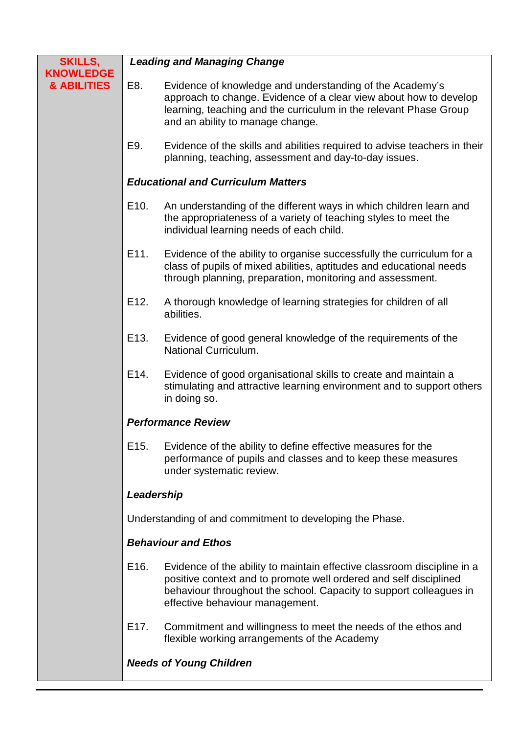| SKILLS, KNOWLEDGE & ABILITIES | ***Leading and Managing Change***<br><br>E8. Evidence of knowledge and understanding of the Academy's approach to change. Evidence of a clear view about how to develop learning, teaching and the curriculum in the relevant Phase Group and an ability to manage change.<br><br>E9. Evidence of the skills and abilities required to advise teachers in their planning, teaching, assessment and day-to-day issues.<br><br>***Educational and Curriculum Matters***<br><br>E10. An understanding of the different ways in which children learn and the appropriateness of a variety of teaching styles to meet the individual learning needs of each child.<br><br>E11. Evidence of the ability to organise successfully the curriculum for a class of pupils of mixed abilities, aptitudes and educational needs through planning, preparation, monitoring and assessment.<br><br>E12. A thorough knowledge of learning strategies for children of all abilities.<br><br>E13. Evidence of good general knowledge of the requirements of the National Curriculum.<br><br>E14. Evidence of good organisational skills to create and maintain a stimulating and attractive learning environment and to support others in doing so.<br><br>***Performance Review***<br><br>E15. Evidence of the ability to define effective measures for the performance of pupils and classes and to keep these measures under systematic review.<br><br>***Leadership***<br><br>Understanding of and commitment to developing the Phase.<br><br>***Behaviour and Ethos***<br><br>E16. Evidence of the ability to maintain effective classroom discipline in a positive context and to promote well ordered and self disciplined behaviour throughout the school. Capacity to support colleagues in effective behaviour management.<br><br>E17. Commitment and willingness to meet the needs of the ethos and flexible working arrangements of the Academy<br><br>***Needs of Young Children*** |
|---|---|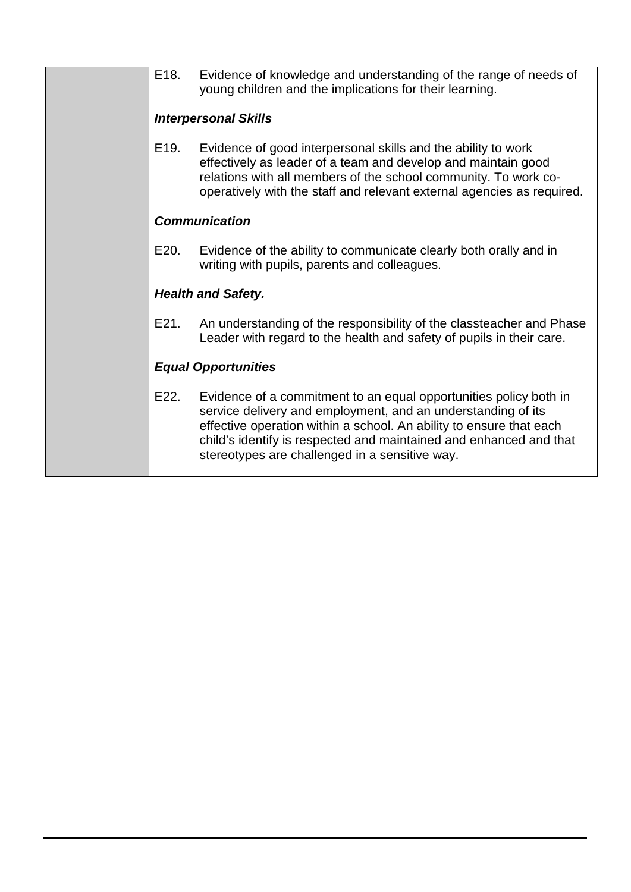| | |
|---|---|
| | E18. Evidence of knowledge and understanding of the range of needs of young children and the implications for their learning.<br><br>***Interpersonal Skills***<br><br>E19. Evidence of good interpersonal skills and the ability to work effectively as leader of a team and develop and maintain good relations with all members of the school community. To work co-operatively with the staff and relevant external agencies as required.<br><br>***Communication***<br><br>E20. Evidence of the ability to communicate clearly both orally and in writing with pupils, parents and colleagues.<br><br>***Health and Safety.***<br><br>E21. An understanding of the responsibility of the classteacher and Phase Leader with regard to the health and safety of pupils in their care.<br><br>***Equal Opportunities***<br><br>E22. Evidence of a commitment to an equal opportunities policy both in service delivery and employment, and an understanding of its effective operation within a school. An ability to ensure that each child's identify is respected and maintained and enhanced and that stereotypes are challenged in a sensitive way. |